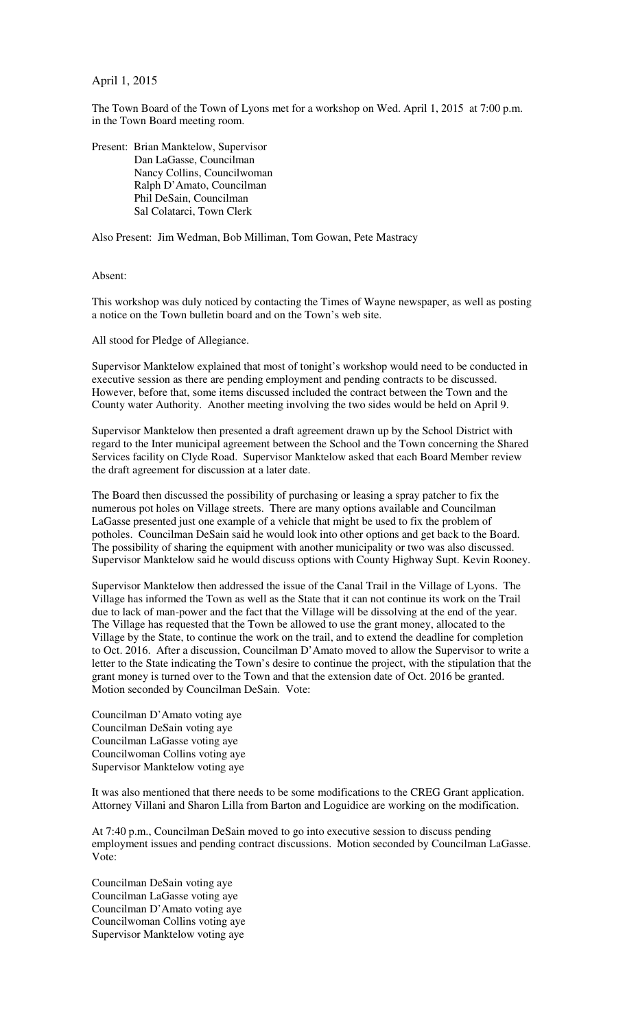April 1, 2015

The Town Board of the Town of Lyons met for a workshop on Wed. April 1, 2015 at 7:00 p.m. in the Town Board meeting room.

Present: Brian Manktelow, Supervisor
Dan LaGasse, Councilman
Nancy Collins, Councilwoman
Ralph D'Amato, Councilman
Phil DeSain, Councilman
Sal Colatarci, Town Clerk

Also Present: Jim Wedman, Bob Milliman, Tom Gowan, Pete Mastracy

Absent:

This workshop was duly noticed by contacting the Times of Wayne newspaper, as well as posting a notice on the Town bulletin board and on the Town's web site.

All stood for Pledge of Allegiance.

Supervisor Manktelow explained that most of tonight's workshop would need to be conducted in executive session as there are pending employment and pending contracts to be discussed. However, before that, some items discussed included the contract between the Town and the County water Authority. Another meeting involving the two sides would be held on April 9.

Supervisor Manktelow then presented a draft agreement drawn up by the School District with regard to the Inter municipal agreement between the School and the Town concerning the Shared Services facility on Clyde Road. Supervisor Manktelow asked that each Board Member review the draft agreement for discussion at a later date.

The Board then discussed the possibility of purchasing or leasing a spray patcher to fix the numerous pot holes on Village streets. There are many options available and Councilman LaGasse presented just one example of a vehicle that might be used to fix the problem of potholes. Councilman DeSain said he would look into other options and get back to the Board. The possibility of sharing the equipment with another municipality or two was also discussed. Supervisor Manktelow said he would discuss options with County Highway Supt. Kevin Rooney.

Supervisor Manktelow then addressed the issue of the Canal Trail in the Village of Lyons. The Village has informed the Town as well as the State that it can not continue its work on the Trail due to lack of man-power and the fact that the Village will be dissolving at the end of the year. The Village has requested that the Town be allowed to use the grant money, allocated to the Village by the State, to continue the work on the trail, and to extend the deadline for completion to Oct. 2016. After a discussion, Councilman D'Amato moved to allow the Supervisor to write a letter to the State indicating the Town's desire to continue the project, with the stipulation that the grant money is turned over to the Town and that the extension date of Oct. 2016 be granted. Motion seconded by Councilman DeSain. Vote:

Councilman D'Amato voting aye
Councilman DeSain voting aye
Councilman LaGasse voting aye
Councilwoman Collins voting aye
Supervisor Manktelow voting aye

It was also mentioned that there needs to be some modifications to the CREG Grant application. Attorney Villani and Sharon Lilla from Barton and Loguidice are working on the modification.

At 7:40 p.m., Councilman DeSain moved to go into executive session to discuss pending employment issues and pending contract discussions. Motion seconded by Councilman LaGasse. Vote:

Councilman DeSain voting aye
Councilman LaGasse voting aye
Councilman D'Amato voting aye
Councilwoman Collins voting aye
Supervisor Manktelow voting aye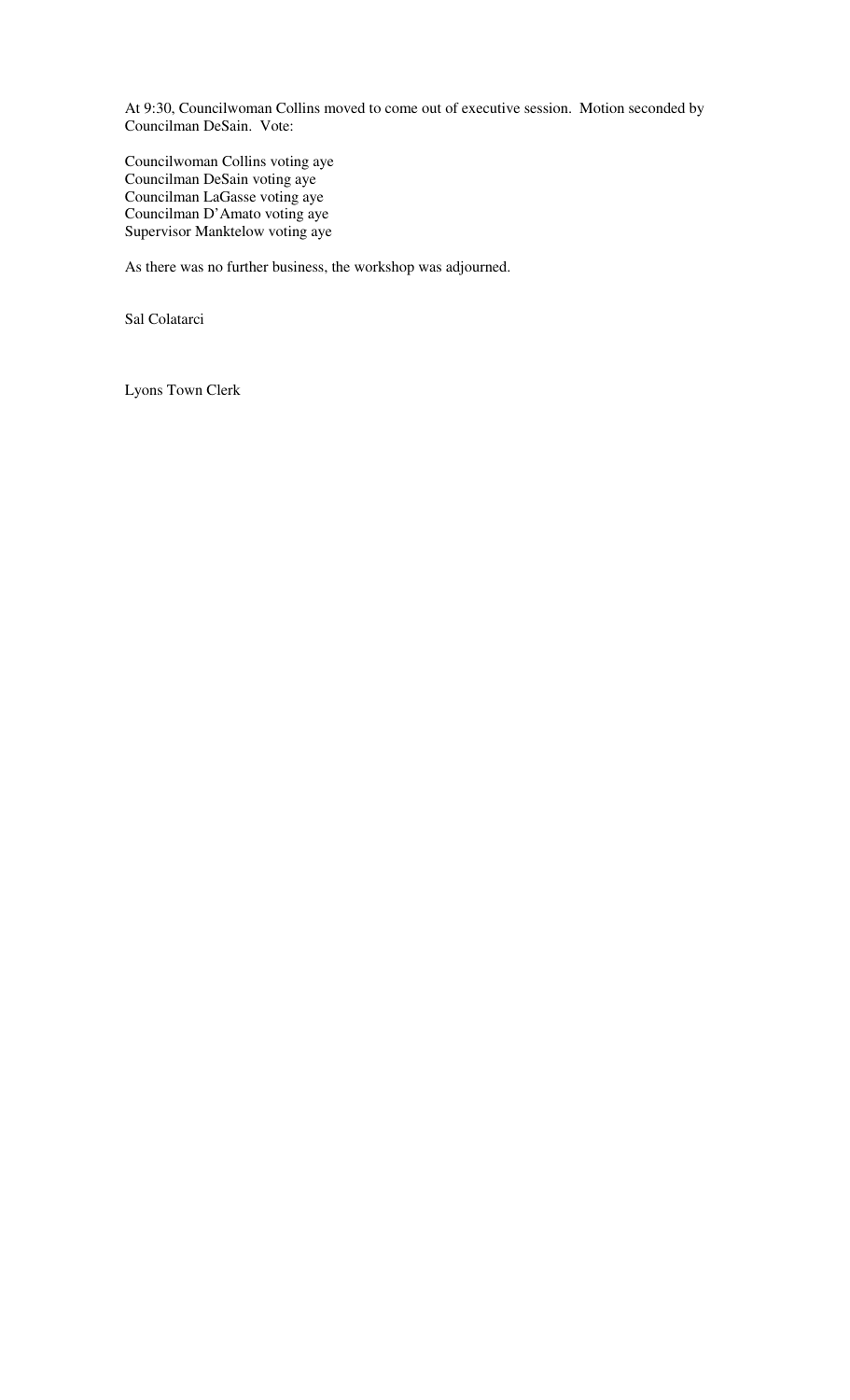At 9:30, Councilwoman Collins moved to come out of executive session. Motion seconded by Councilman DeSain. Vote:

Councilwoman Collins voting aye
Councilman DeSain voting aye
Councilman LaGasse voting aye
Councilman D'Amato voting aye
Supervisor Manktelow voting aye

As there was no further business, the workshop was adjourned.

Sal Colatarci

Lyons Town Clerk